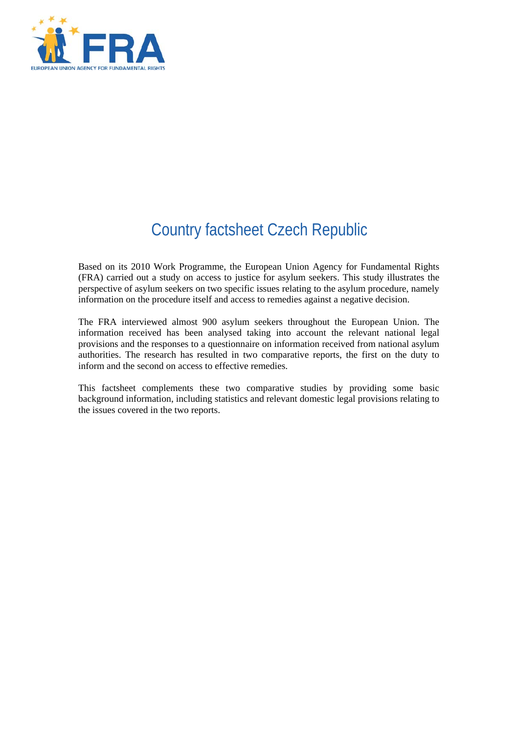# Country factsheet Czech Republic

Based on its 2010 Work Programme, the European Union Agency for Fundamental Rights (FRA) carried out a study on access to justice for asylum seekers. This study illustrates the perspective of asylum seekers on two specific issues relating to the asylum procedure, namely information on the procedure itself and access to remedies against a negative decision.

The FRA interviewed almost 900 asylum seekers throughout the European Union. The information received has been analysed taking into account the relevant national legal provisions and the responses to a questionnaire on information received from national asylum authorities. The research has resulted in two comparative reports, the first on the duty to inform and the second on access to effective remedies.

This factsheet complements these two comparative studies by providing some basic background information, including statistics and relevant domestic legal provisions relating to the issues covered in the two reports.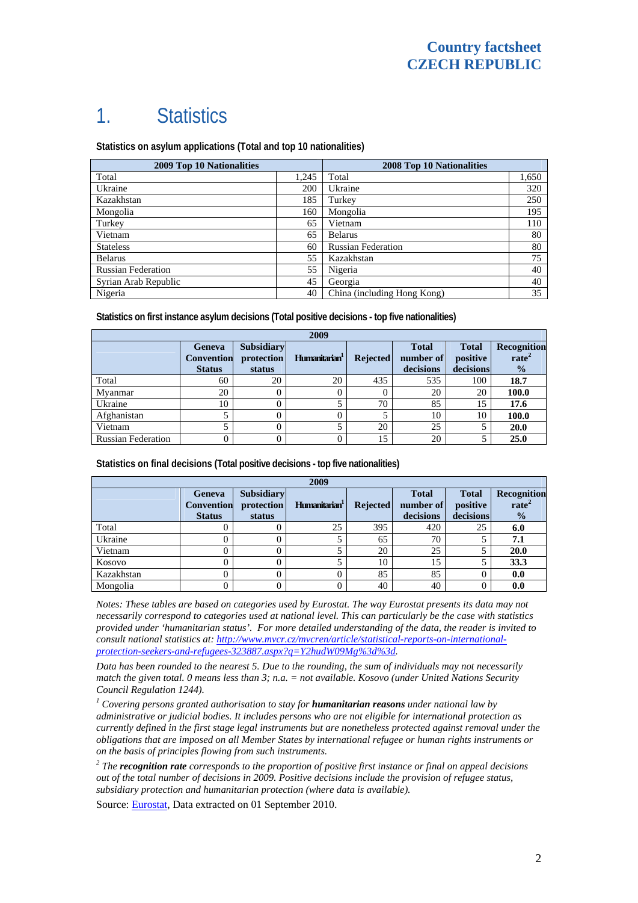# 1. Statistics

**Statistics on asylum applications (Total and top 10 nationalities)**

| 2009 Top 10 Nationalities | | 2008 Top 10 Nationalities | |
|---|---|---|---|
| Total | 1,245 | Total | 1,650 |
| Ukraine | 200 | Ukraine | 320 |
| Kazakhstan | 185 | Turkey | 250 |
| Mongolia | 160 | Mongolia | 195 |
| Turkey | 65 | Vietnam | 110 |
| Vietnam | 65 | Belarus | 80 |
| Stateless | 60 | Russian Federation | 80 |
| Belarus | 55 | Kazakhstan | 75 |
| Russian Federation | 55 | Nigeria | 40 |
| Syrian Arab Republic | 45 | Georgia | 40 |
| Nigeria | 40 | China (including Hong Kong) | 35 |

**Statistics on first instance asylum decisions (Total positive decisions - top five nationalities)**

| 2009 | | | | | | | |
|---|---|---|---|---|---|---|---|
| | Geneva Convention Status | Subsidiary protection status | Humanitarian[1] | Rejected | Total number of decisions | Total positive decisions | Recognition rate[2] % |
| Total | 60 | 20 | 20 | 435 | 535 | 100 | **18.7** |
| Myanmar | 20 | 0 | 0 | 0 | 20 | 20 | **100.0** |
| Ukraine | 10 | 0 | 5 | 70 | 85 | 15 | **17.6** |
| Afghanistan | 5 | 0 | 0 | 5 | 10 | 10 | **100.0** |
| Vietnam | 5 | 0 | 5 | 20 | 25 | 5 | **20.0** |
| Russian Federation | 0 | 0 | 0 | 15 | 20 | 5 | **25.0** |

**Statistics on final decisions (Total positive decisions - top five nationalities)**

| 2009 | | | | | | | |
|---|---|---|---|---|---|---|---|
| | Geneva Convention Status | Subsidiary protection status | Humanitarian[1] | Rejected | Total number of decisions | Total positive decisions | Recognition rate[2] % |
| Total | 0 | 0 | 25 | 395 | 420 | 25 | **6.0** |
| Ukraine | 0 | 0 | 5 | 65 | 70 | 5 | **7.1** |
| Vietnam | 0 | 0 | 5 | 20 | 25 | 5 | **20.0** |
| Kosovo | 0 | 0 | 5 | 10 | 15 | 5 | **33.3** |
| Kazakhstan | 0 | 0 | 0 | 85 | 85 | 0 | **0.0** |
| Mongolia | 0 | 0 | 0 | 40 | 40 | 0 | **0.0** |

*Notes: These tables are based on categories used by Eurostat. The way Eurostat presents its data may not necessarily correspond to categories used at national level. This can particularly be the case with statistics provided under 'humanitarian status'. For more detailed understanding of the data, the reader is invited to consult national statistics at: http://www.mvcr.cz/mvcren/article/statistical-reports-on-international-protection-seekers-and-refugees-323887.aspx?q=Y2hudW09Mg%3d%3d.*

*Data has been rounded to the nearest 5. Due to the rounding, the sum of individuals may not necessarily match the given total. 0 means less than 3; n.a. = not available. Kosovo (under United Nations Security Council Regulation 1244).*

[1] *Covering persons granted authorisation to stay for* ***humanitarian reasons*** *under national law by administrative or judicial bodies. It includes persons who are not eligible for international protection as currently defined in the first stage legal instruments but are nonetheless protected against removal under the obligations that are imposed on all Member States by international refugee or human rights instruments or on the basis of principles flowing from such instruments.*

[2] *The* ***recognition rate*** *corresponds to the proportion of positive first instance or final on appeal decisions out of the total number of decisions in 2009. Positive decisions include the provision of refugee status, subsidiary protection and humanitarian protection (where data is available).*

Source: Eurostat, Data extracted on 01 September 2010.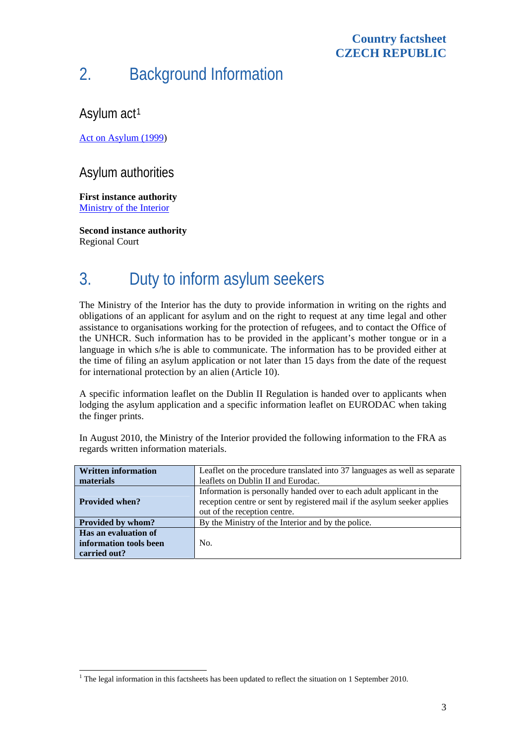## 2. Background Information

### Asylum act[1]

Act on Asylum (1999)

### Asylum authorities

**First instance authority**
Ministry of the Interior

**Second instance authority**
Regional Court

## 3. Duty to inform asylum seekers

The Ministry of the Interior has the duty to provide information in writing on the rights and obligations of an applicant for asylum and on the right to request at any time legal and other assistance to organisations working for the protection of refugees, and to contact the Office of the UNHCR. Such information has to be provided in the applicant's mother tongue or in a language in which s/he is able to communicate. The information has to be provided either at the time of filing an asylum application or not later than 15 days from the date of the request for international protection by an alien (Article 10).

A specific information leaflet on the Dublin II Regulation is handed over to applicants when lodging the asylum application and a specific information leaflet on EURODAC when taking the finger prints.

In August 2010, the Ministry of the Interior provided the following information to the FRA as regards written information materials.

| | |
|---|---|
| **Written information materials** | Leaflet on the procedure translated into 37 languages as well as separate leaflets on Dublin II and Eurodac. |
| **Provided when?** | Information is personally handed over to each adult applicant in the reception centre or sent by registered mail if the asylum seeker applies out of the reception centre. |
| **Provided by whom?** | By the Ministry of the Interior and by the police. |
| **Has an evaluation of information tools been carried out?** | No. |

[1] The legal information in this factsheets has been updated to reflect the situation on 1 September 2010.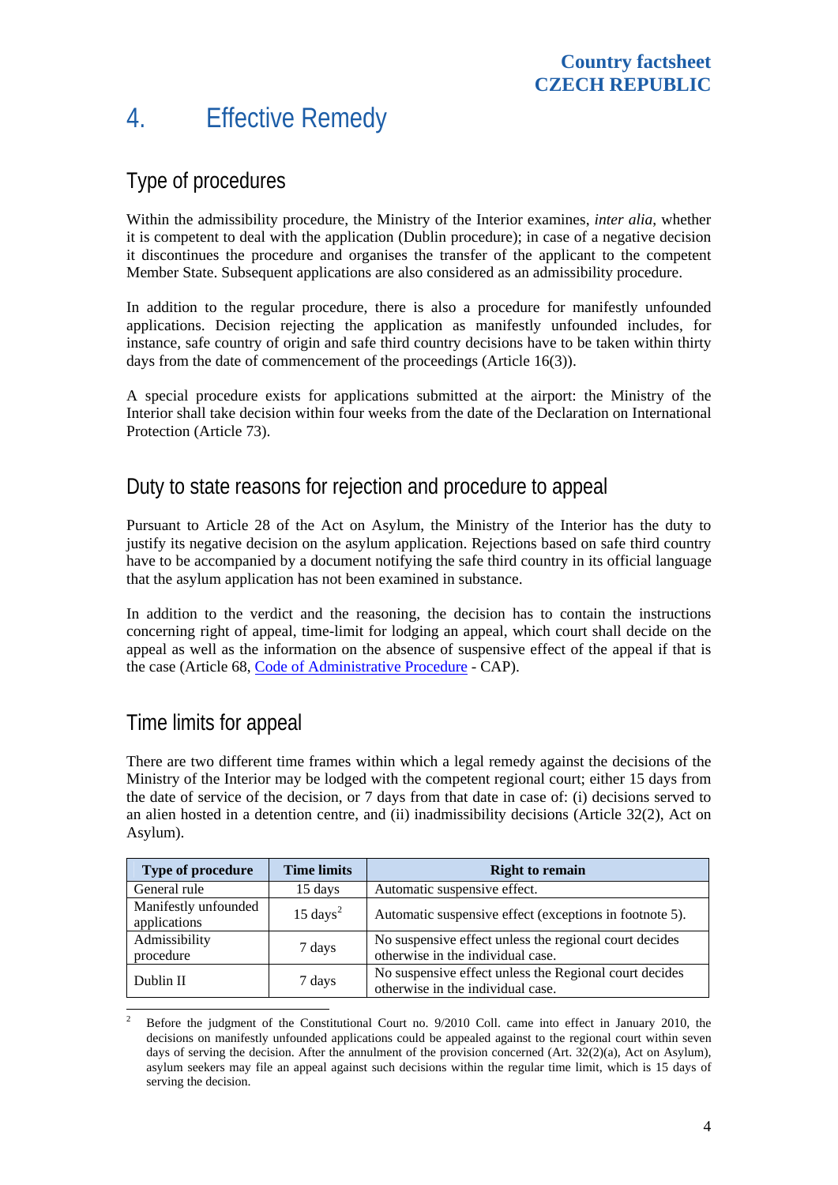# 4. Effective Remedy

## Type of procedures

Within the admissibility procedure, the Ministry of the Interior examines, *inter alia*, whether it is competent to deal with the application (Dublin procedure); in case of a negative decision it discontinues the procedure and organises the transfer of the applicant to the competent Member State. Subsequent applications are also considered as an admissibility procedure.

In addition to the regular procedure, there is also a procedure for manifestly unfounded applications. Decision rejecting the application as manifestly unfounded includes, for instance, safe country of origin and safe third country decisions have to be taken within thirty days from the date of commencement of the proceedings (Article 16(3)).

A special procedure exists for applications submitted at the airport: the Ministry of the Interior shall take decision within four weeks from the date of the Declaration on International Protection (Article 73).

## Duty to state reasons for rejection and procedure to appeal

Pursuant to Article 28 of the Act on Asylum, the Ministry of the Interior has the duty to justify its negative decision on the asylum application. Rejections based on safe third country have to be accompanied by a document notifying the safe third country in its official language that the asylum application has not been examined in substance.

In addition to the verdict and the reasoning, the decision has to contain the instructions concerning right of appeal, time-limit for lodging an appeal, which court shall decide on the appeal as well as the information on the absence of suspensive effect of the appeal if that is the case (Article 68, Code of Administrative Procedure - CAP).

## Time limits for appeal

There are two different time frames within which a legal remedy against the decisions of the Ministry of the Interior may be lodged with the competent regional court; either 15 days from the date of service of the decision, or 7 days from that date in case of: (i) decisions served to an alien hosted in a detention centre, and (ii) inadmissibility decisions (Article 32(2), Act on Asylum).

| Type of procedure | Time limits | Right to remain |
|---|---|---|
| General rule | 15 days | Automatic suspensive effect. |
| Manifestly unfounded applications | 15 days[2] | Automatic suspensive effect (exceptions in footnote 5). |
| Admissibility procedure | 7 days | No suspensive effect unless the regional court decides otherwise in the individual case. |
| Dublin II | 7 days | No suspensive effect unless the Regional court decides otherwise in the individual case. |

[2] Before the judgment of the Constitutional Court no. 9/2010 Coll. came into effect in January 2010, the decisions on manifestly unfounded applications could be appealed against to the regional court within seven days of serving the decision. After the annulment of the provision concerned (Art. 32(2)(a), Act on Asylum), asylum seekers may file an appeal against such decisions within the regular time limit, which is 15 days of serving the decision.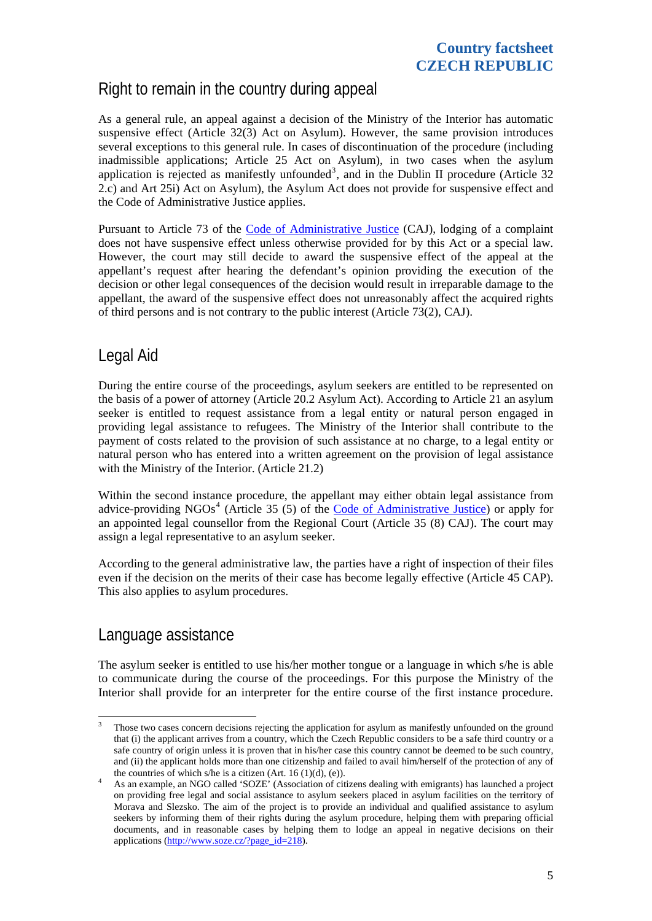## Right to remain in the country during appeal

As a general rule, an appeal against a decision of the Ministry of the Interior has automatic suspensive effect (Article 32(3) Act on Asylum). However, the same provision introduces several exceptions to this general rule. In cases of discontinuation of the procedure (including inadmissible applications; Article 25 Act on Asylum), in two cases when the asylum application is rejected as manifestly unfounded[3], and in the Dublin II procedure (Article 32 2.c) and Art 25i) Act on Asylum), the Asylum Act does not provide for suspensive effect and the Code of Administrative Justice applies.

Pursuant to Article 73 of the Code of Administrative Justice (CAJ), lodging of a complaint does not have suspensive effect unless otherwise provided for by this Act or a special law. However, the court may still decide to award the suspensive effect of the appeal at the appellant's request after hearing the defendant's opinion providing the execution of the decision or other legal consequences of the decision would result in irreparable damage to the appellant, the award of the suspensive effect does not unreasonably affect the acquired rights of third persons and is not contrary to the public interest (Article 73(2), CAJ).

## Legal Aid

During the entire course of the proceedings, asylum seekers are entitled to be represented on the basis of a power of attorney (Article 20.2 Asylum Act). According to Article 21 an asylum seeker is entitled to request assistance from a legal entity or natural person engaged in providing legal assistance to refugees. The Ministry of the Interior shall contribute to the payment of costs related to the provision of such assistance at no charge, to a legal entity or natural person who has entered into a written agreement on the provision of legal assistance with the Ministry of the Interior. (Article 21.2)

Within the second instance procedure, the appellant may either obtain legal assistance from advice-providing NGOs[4] (Article 35 (5) of the Code of Administrative Justice) or apply for an appointed legal counsellor from the Regional Court (Article 35 (8) CAJ). The court may assign a legal representative to an asylum seeker.

According to the general administrative law, the parties have a right of inspection of their files even if the decision on the merits of their case has become legally effective (Article 45 CAP). This also applies to asylum procedures.

## Language assistance

The asylum seeker is entitled to use his/her mother tongue or a language in which s/he is able to communicate during the course of the proceedings. For this purpose the Ministry of the Interior shall provide for an interpreter for the entire course of the first instance procedure.

---

[3] Those two cases concern decisions rejecting the application for asylum as manifestly unfounded on the ground that (i) the applicant arrives from a country, which the Czech Republic considers to be a safe third country or a safe country of origin unless it is proven that in his/her case this country cannot be deemed to be such country, and (ii) the applicant holds more than one citizenship and failed to avail him/herself of the protection of any of the countries of which s/he is a citizen (Art. 16 (1)(d), (e)).

[4] As an example, an NGO called 'SOZE' (Association of citizens dealing with emigrants) has launched a project on providing free legal and social assistance to asylum seekers placed in asylum facilities on the territory of Morava and Slezsko. The aim of the project is to provide an individual and qualified assistance to asylum seekers by informing them of their rights during the asylum procedure, helping them with preparing official documents, and in reasonable cases by helping them to lodge an appeal in negative decisions on their applications (http://www.soze.cz/?page_id=218).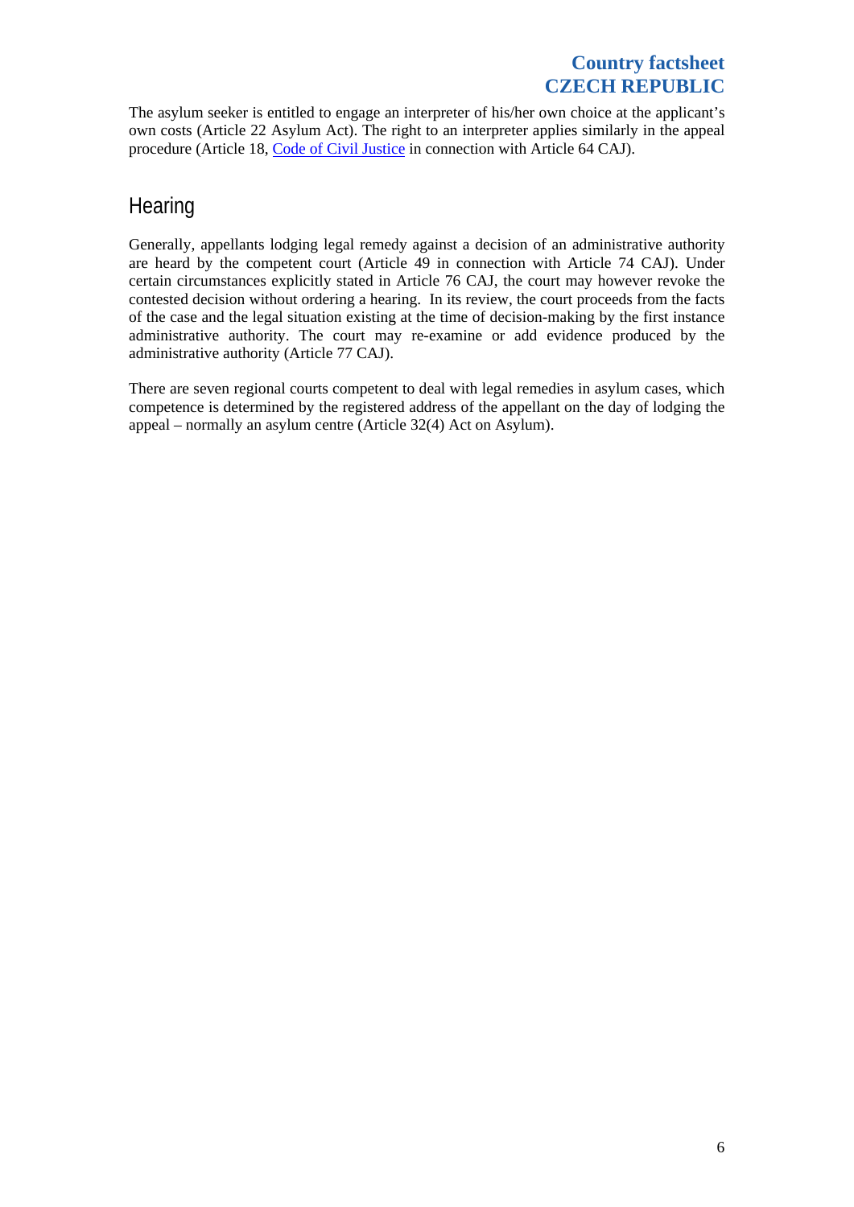The asylum seeker is entitled to engage an interpreter of his/her own choice at the applicant's own costs (Article 22 Asylum Act). The right to an interpreter applies similarly in the appeal procedure (Article 18, Code of Civil Justice in connection with Article 64 CAJ).

## Hearing

Generally, appellants lodging legal remedy against a decision of an administrative authority are heard by the competent court (Article 49 in connection with Article 74 CAJ). Under certain circumstances explicitly stated in Article 76 CAJ, the court may however revoke the contested decision without ordering a hearing. In its review, the court proceeds from the facts of the case and the legal situation existing at the time of decision-making by the first instance administrative authority. The court may re-examine or add evidence produced by the administrative authority (Article 77 CAJ).

There are seven regional courts competent to deal with legal remedies in asylum cases, which competence is determined by the registered address of the appellant on the day of lodging the appeal – normally an asylum centre (Article 32(4) Act on Asylum).